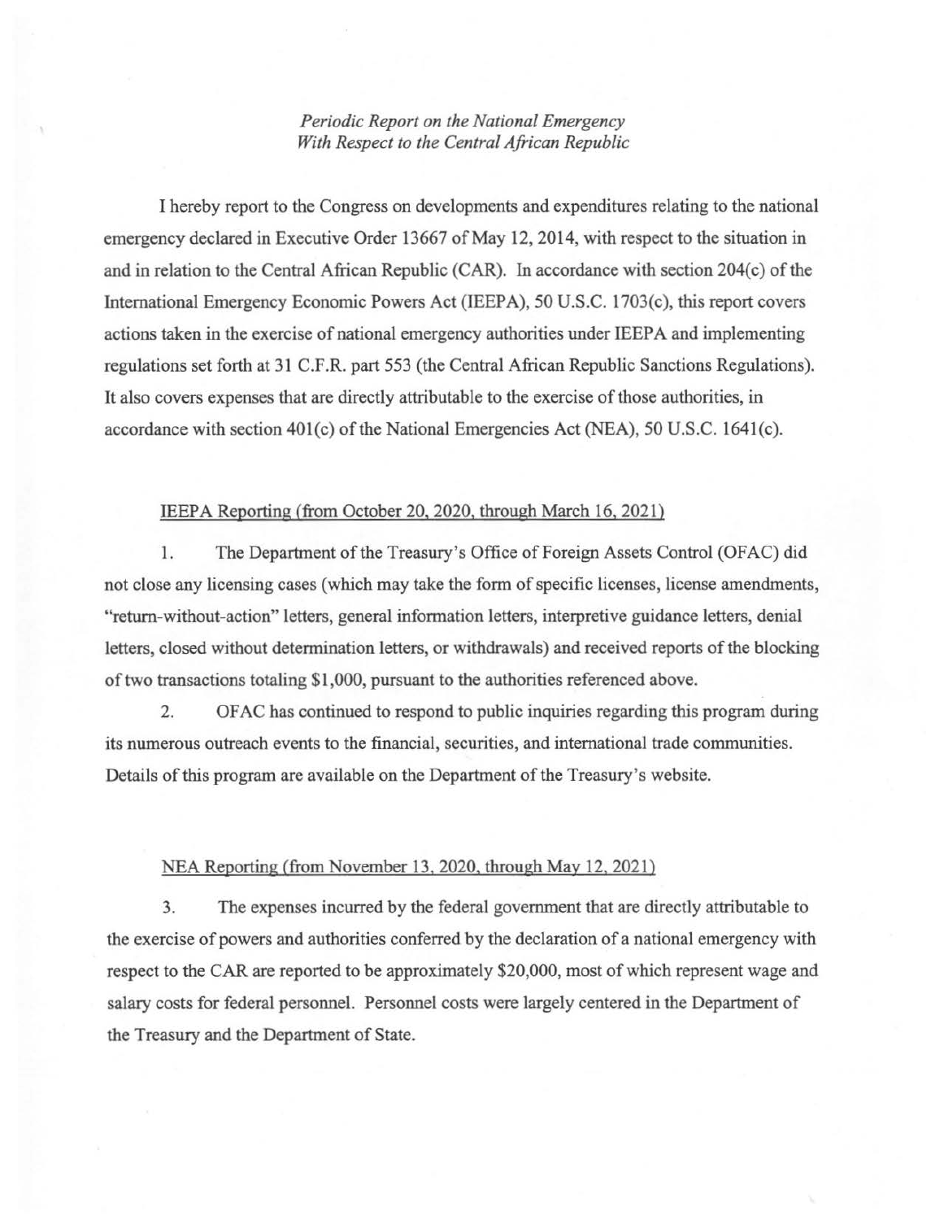*Periodic Report on the National Emergency*
*With Respect to the Central African Republic*

I hereby report to the Congress on developments and expenditures relating to the national emergency declared in Executive Order 13667 of May 12, 2014, with respect to the situation in and in relation to the Central African Republic (CAR). In accordance with section 204(c) of the International Emergency Economic Powers Act (IEEPA), 50 U.S.C. 1703(c), this report covers actions taken in the exercise of national emergency authorities under IEEPA and implementing regulations set forth at 31 C.F.R. part 553 (the Central African Republic Sanctions Regulations). It also covers expenses that are directly attributable to the exercise of those authorities, in accordance with section 401(c) of the National Emergencies Act (NEA), 50 U.S.C. 1641(c).

IEEPA Reporting (from October 20, 2020, through March 16, 2021)

1. The Department of the Treasury's Office of Foreign Assets Control (OFAC) did not close any licensing cases (which may take the form of specific licenses, license amendments, "return-without-action" letters, general information letters, interpretive guidance letters, denial letters, closed without determination letters, or withdrawals) and received reports of the blocking of two transactions totaling $1,000, pursuant to the authorities referenced above.

2. OFAC has continued to respond to public inquiries regarding this program during its numerous outreach events to the financial, securities, and international trade communities. Details of this program are available on the Department of the Treasury's website.

NEA Reporting (from November 13, 2020, through May 12, 2021)

3. The expenses incurred by the federal government that are directly attributable to the exercise of powers and authorities conferred by the declaration of a national emergency with respect to the CAR are reported to be approximately $20,000, most of which represent wage and salary costs for federal personnel. Personnel costs were largely centered in the Department of the Treasury and the Department of State.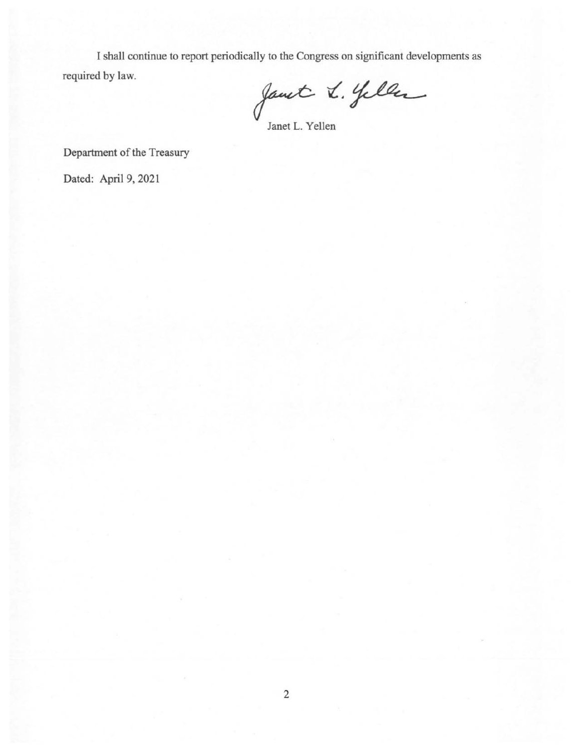I shall continue to report periodically to the Congress on significant developments as required by law.

Janet L. Yellen

Department of the Treasury

Dated: April 9, 2021